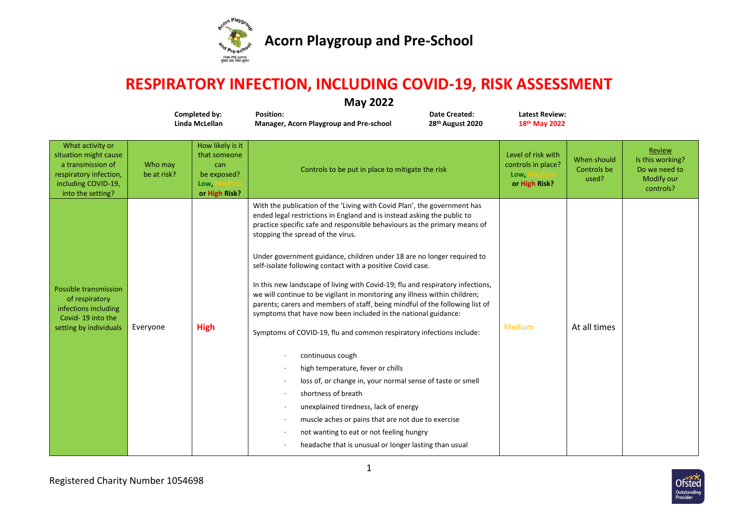# Acorn Playgroup and Pre-School

## RESPIRATORY INFECTION, INCLUDING COVID-19, RISK ASSESSMENT

### May 2022

| Completed by: | Position: | Date Created: | Latest Review: |
|---|---|---|---|
| Linda McLellan | Manager, Acorn Playgroup and Pre-school | 28th August 2020 | 18th May 2022 |

| What activity or situation might cause a transmission of respiratory infection, including COVID-19, into the setting? | Who may be at risk? | How likely is it that someone can be exposed? Low, Medium or High Risk? | Controls to be put in place to mitigate the risk | Level of risk with controls in place? Low, Medium or High Risk? | When should Controls be used? | Review Is this working? Do we need to Modify our controls? |
|---|---|---|---|---|---|---|
| Possible transmission of respiratory infections including Covid- 19 into the setting by individuals | Everyone | **High** | With the publication of the 'Living with Covid Plan', the government has ended legal restrictions in England and is instead asking the public to practice specific safe and responsible behaviours as the primary means of stopping the spread of the virus.<br><br>Under government guidance, children under 18 are no longer required to self-isolate following contact with a positive Covid case.<br><br>In this new landscape of living with Covid-19; flu and respiratory infections, we will continue to be vigilant in monitoring any illness within children; parents; carers and members of staff, being mindful of the following list of symptoms that have now been included in the national guidance:<br><br>Symptoms of COVID-19, flu and common respiratory infections include:<br><br>· continuous cough<br>· high temperature, fever or chills<br>· loss of, or change in, your normal sense of taste or smell<br>· shortness of breath<br>· unexplained tiredness, lack of energy<br>· muscle aches or pains that are not due to exercise<br>· not wanting to eat or not feeling hungry<br>· headache that is unusual or longer lasting than usual | Medium | At all times | |

Registered Charity Number 1054698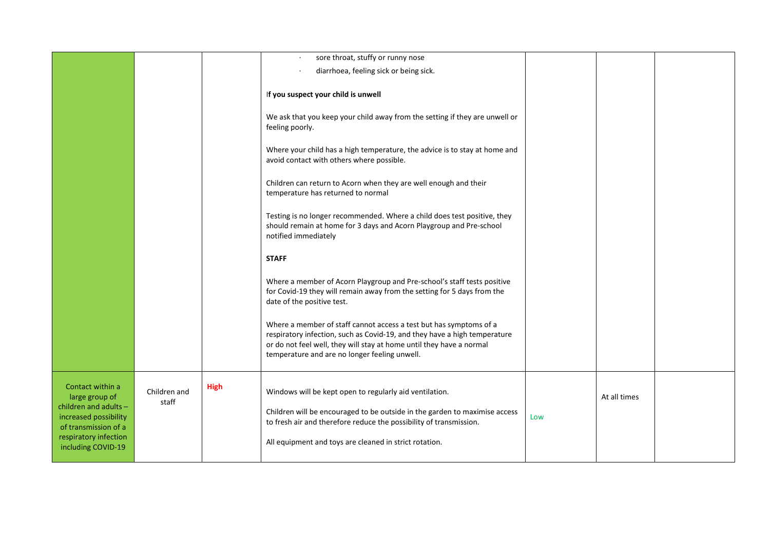| | | | | | | |
|---|---|---|---|---|---|---|
| | | | · sore throat, stuffy or runny nose<br>· diarrhoea, feeling sick or being sick.<br><br>I**f you suspect your child is unwell**<br><br>We ask that you keep your child away from the setting if they are unwell or feeling poorly.<br><br>Where your child has a high temperature, the advice is to stay at home and avoid contact with others where possible.<br><br>Children can return to Acorn when they are well enough and their temperature has returned to normal<br><br>Testing is no longer recommended. Where a child does test positive, they should remain at home for 3 days and Acorn Playgroup and Pre-school notified immediately<br><br>**STAFF**<br><br>Where a member of Acorn Playgroup and Pre-school's staff tests positive for Covid-19 they will remain away from the setting for 5 days from the date of the positive test.<br><br>Where a member of staff cannot access a test but has symptoms of a respiratory infection, such as Covid-19, and they have a high temperature or do not feel well, they will stay at home until they have a normal temperature and are no longer feeling unwell. | | | |
| Contact within a large group of children and adults – increased possibility of transmission of a respiratory infection including COVID-19 | Children and staff | **High** | Windows will be kept open to regularly aid ventilation.<br><br>Children will be encouraged to be outside in the garden to maximise access to fresh air and therefore reduce the possibility of transmission.<br><br>All equipment and toys are cleaned in strict rotation. | Low | At all times | |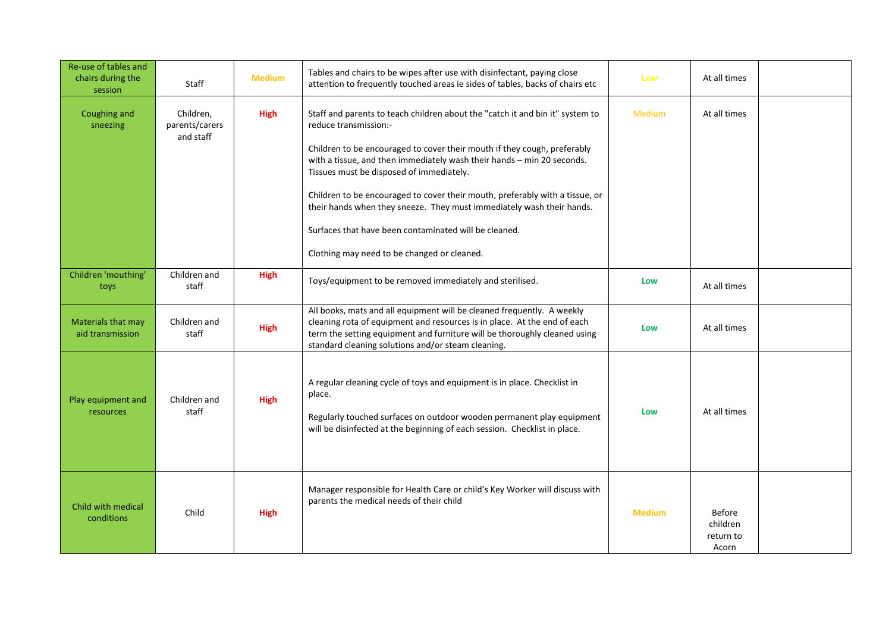| Re-use of tables and chairs during the session | Staff | Medium | Tables and chairs to be wipes after use with disinfectant, paying close attention to frequently touched areas ie sides of tables, backs of chairs etc | Low | At all times | |
|---|---|---|---|---|---|---|
| Coughing and sneezing | Children, parents/carers and staff | High | Staff and parents to teach children about the "catch it and bin it" system to reduce transmission:-<br><br>Children to be encouraged to cover their mouth if they cough, preferably with a tissue, and then immediately wash their hands – min 20 seconds. Tissues must be disposed of immediately.<br><br>Children to be encouraged to cover their mouth, preferably with a tissue, or their hands when they sneeze. They must immediately wash their hands.<br><br>Surfaces that have been contaminated will be cleaned.<br><br>Clothing may need to be changed or cleaned. | Medium | At all times | |
| Children 'mouthing' toys | Children and staff | High | Toys/equipment to be removed immediately and sterilised. | Low | At all times | |
| Materials that may aid transmission | Children and staff | High | All books, mats and all equipment will be cleaned frequently. A weekly cleaning rota of equipment and resources is in place. At the end of each term the setting equipment and furniture will be thoroughly cleaned using standard cleaning solutions and/or steam cleaning. | Low | At all times | |
| Play equipment and resources | Children and staff | High | A regular cleaning cycle of toys and equipment is in place. Checklist in place.<br><br>Regularly touched surfaces on outdoor wooden permanent play equipment will be disinfected at the beginning of each session. Checklist in place. | Low | At all times | |
| Child with medical conditions | Child | High | Manager responsible for Health Care or child's Key Worker will discuss with parents the medical needs of their child | Medium | Before children return to Acorn | |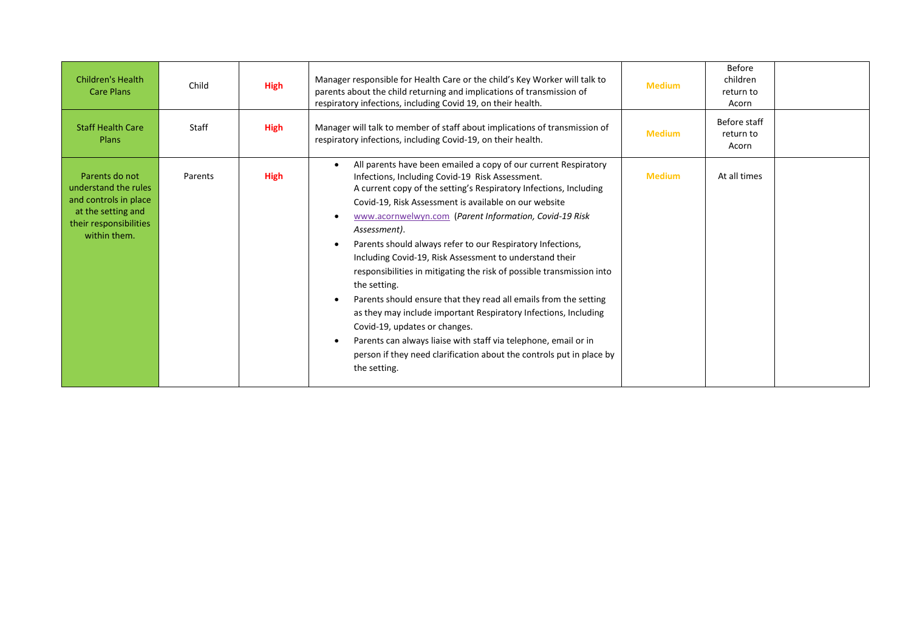| | | | | | | |
|---|---|---|---|---|---|---|
| Children's Health Care Plans | Child | **High** | Manager responsible for Health Care or the child's Key Worker will talk to parents about the child returning and implications of transmission of respiratory infections, including Covid 19, on their health. | **Medium** | Before children return to Acorn | |
| Staff Health Care Plans | Staff | **High** | Manager will talk to member of staff about implications of transmission of respiratory infections, including Covid-19, on their health. | **Medium** | Before staff return to Acorn | |
| Parents do not understand the rules and controls in place at the setting and their responsibilities within them. | Parents | **High** | • All parents have been emailed a copy of our current Respiratory Infections, Including Covid-19 Risk Assessment.<br>A current copy of the setting's Respiratory Infections, Including Covid-19, Risk Assessment is available on our website<br>• www.acornwelwyn.com (*Parent Information, Covid-19 Risk Assessment)*.<br>• Parents should always refer to our Respiratory Infections, Including Covid-19, Risk Assessment to understand their responsibilities in mitigating the risk of possible transmission into the setting.<br>• Parents should ensure that they read all emails from the setting as they may include important Respiratory Infections, Including Covid-19, updates or changes.<br>• Parents can always liaise with staff via telephone, email or in person if they need clarification about the controls put in place by the setting. | **Medium** | At all times | |